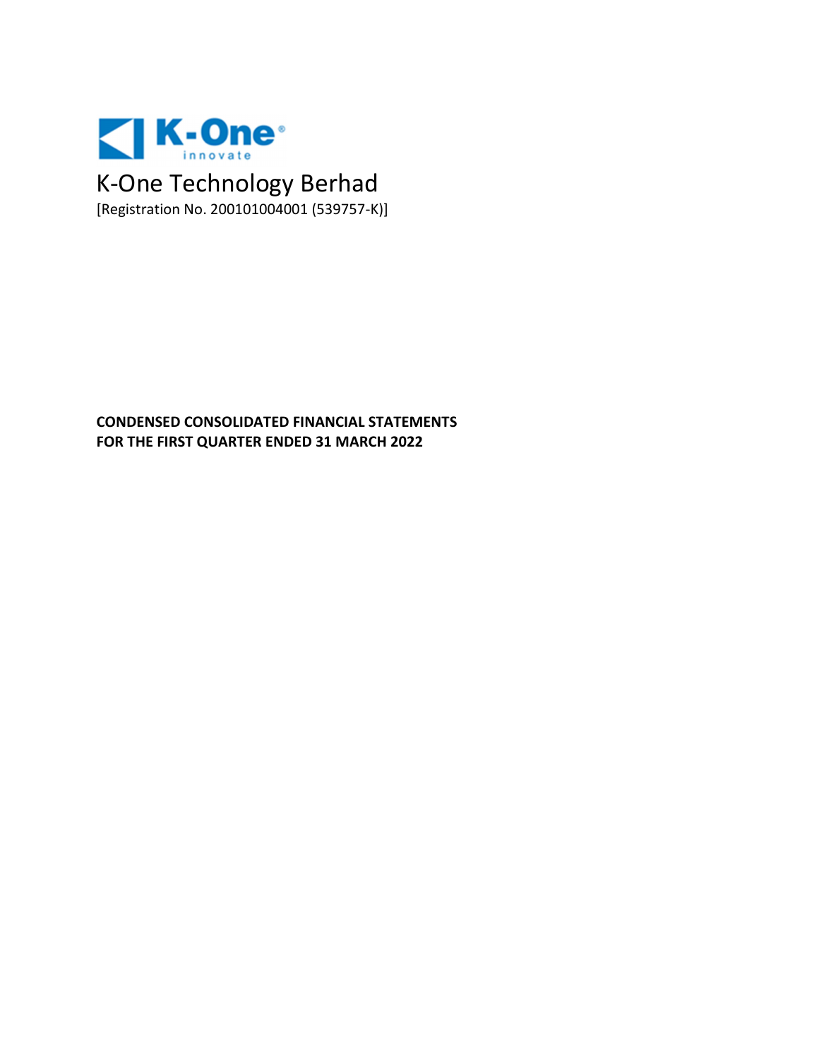K-One innovate

# K-One Technology Berhad

[Registration No. 200101004001 (539757-K)]

**CONDENSED CONSOLIDATED FINANCIAL STATEMENTS**
**FOR THE FIRST QUARTER ENDED 31 MARCH 2022**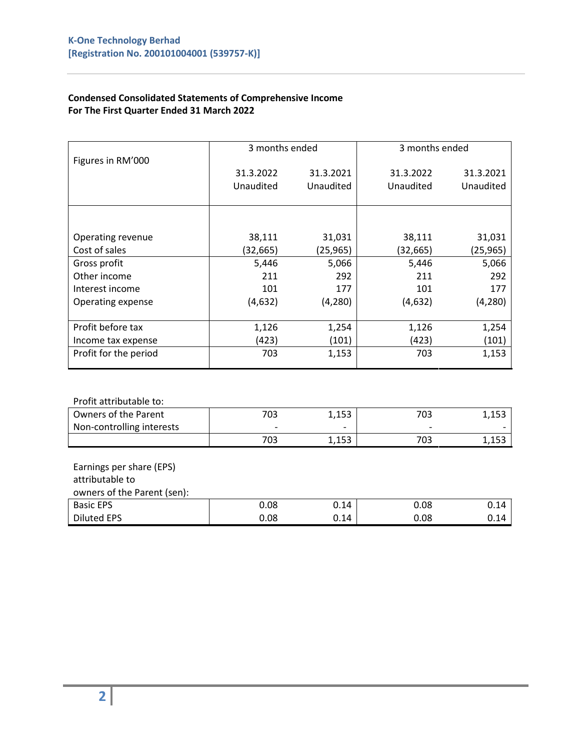**K-One Technology Berhad**
**[Registration No. 200101004001 (539757-K)]**

**Condensed Consolidated Statements of Comprehensive Income**
**For The First Quarter Ended 31 March 2022**

| Figures in RM'000 | 3 months ended | | 3 months ended | |
|---|---|---|---|---|
| | 31.3.2022 Unaudited | 31.3.2021 Unaudited | 31.3.2022 Unaudited | 31.3.2021 Unaudited |
| Operating revenue | 38,111 | 31,031 | 38,111 | 31,031 |
| Cost of sales | (32,665) | (25,965) | (32,665) | (25,965) |
| Gross profit | 5,446 | 5,066 | 5,446 | 5,066 |
| Other income | 211 | 292 | 211 | 292 |
| Interest income | 101 | 177 | 101 | 177 |
| Operating expense | (4,632) | (4,280) | (4,632) | (4,280) |
| Profit before tax | 1,126 | 1,254 | 1,126 | 1,254 |
| Income tax expense | (423) | (101) | (423) | (101) |
| Profit for the period | 703 | 1,153 | 703 | 1,153 |

| Profit attributable to: | | | | |
|---|---|---|---|---|
| Owners of the Parent | 703 | 1,153 | 703 | 1,153 |
| Non-controlling interests | - | - | - | - |
| | 703 | 1,153 | 703 | 1,153 |

| Earnings per share (EPS) attributable to owners of the Parent (sen): | | | | |
|---|---|---|---|---|
| Basic EPS | 0.08 | 0.14 | 0.08 | 0.14 |
| Diluted EPS | 0.08 | 0.14 | 0.08 | 0.14 |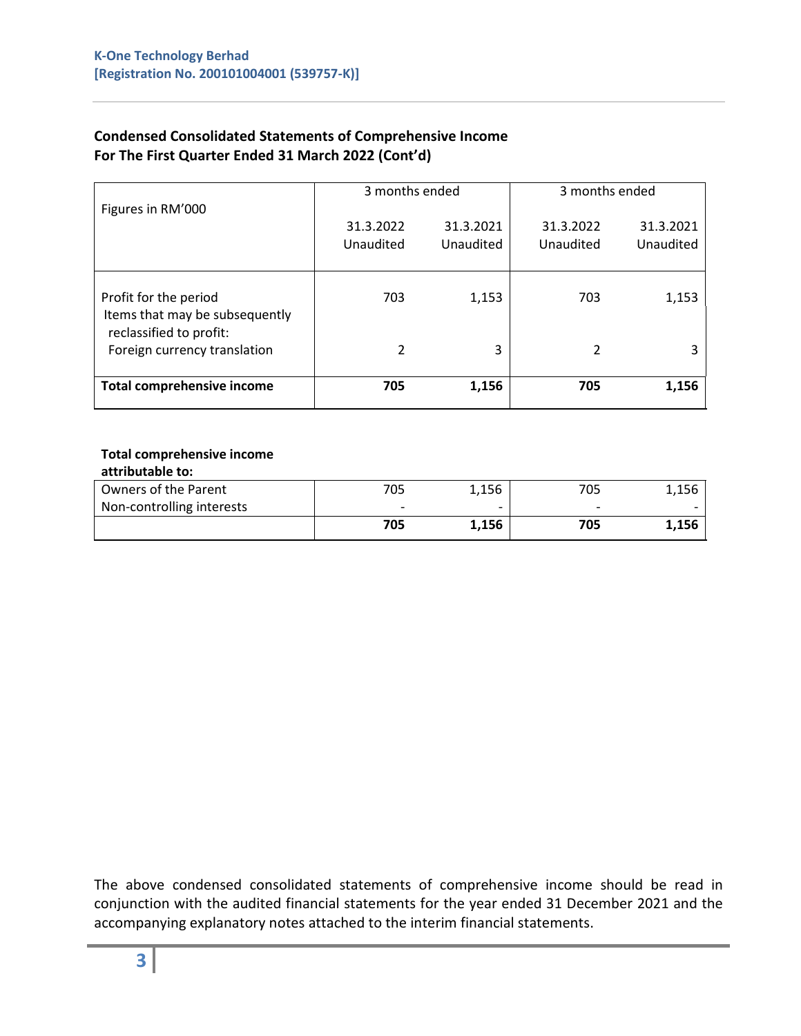**K-One Technology Berhad**
**[Registration No. 200101004001 (539757-K)]**

## Condensed Consolidated Statements of Comprehensive Income For The First Quarter Ended 31 March 2022 (Cont'd)

| Figures in RM'000 | 3 months ended | | 3 months ended | |
|---|---|---|---|---|
| | 31.3.2022 Unaudited | 31.3.2021 Unaudited | 31.3.2022 Unaudited | 31.3.2021 Unaudited |
| Profit for the period | 703 | 1,153 | 703 | 1,153 |
| Items that may be subsequently reclassified to profit: | | | | |
| Foreign currency translation | 2 | 3 | 2 | 3 |
| **Total comprehensive income** | **705** | **1,156** | **705** | **1,156** |

**Total comprehensive income attributable to:**

| | | | | |
|---|---|---|---|---|
| Owners of the Parent | 705 | 1,156 | 705 | 1,156 |
| Non-controlling interests | - | - | - | - |
| | **705** | **1,156** | **705** | **1,156** |

The above condensed consolidated statements of comprehensive income should be read in conjunction with the audited financial statements for the year ended 31 December 2021 and the accompanying explanatory notes attached to the interim financial statements.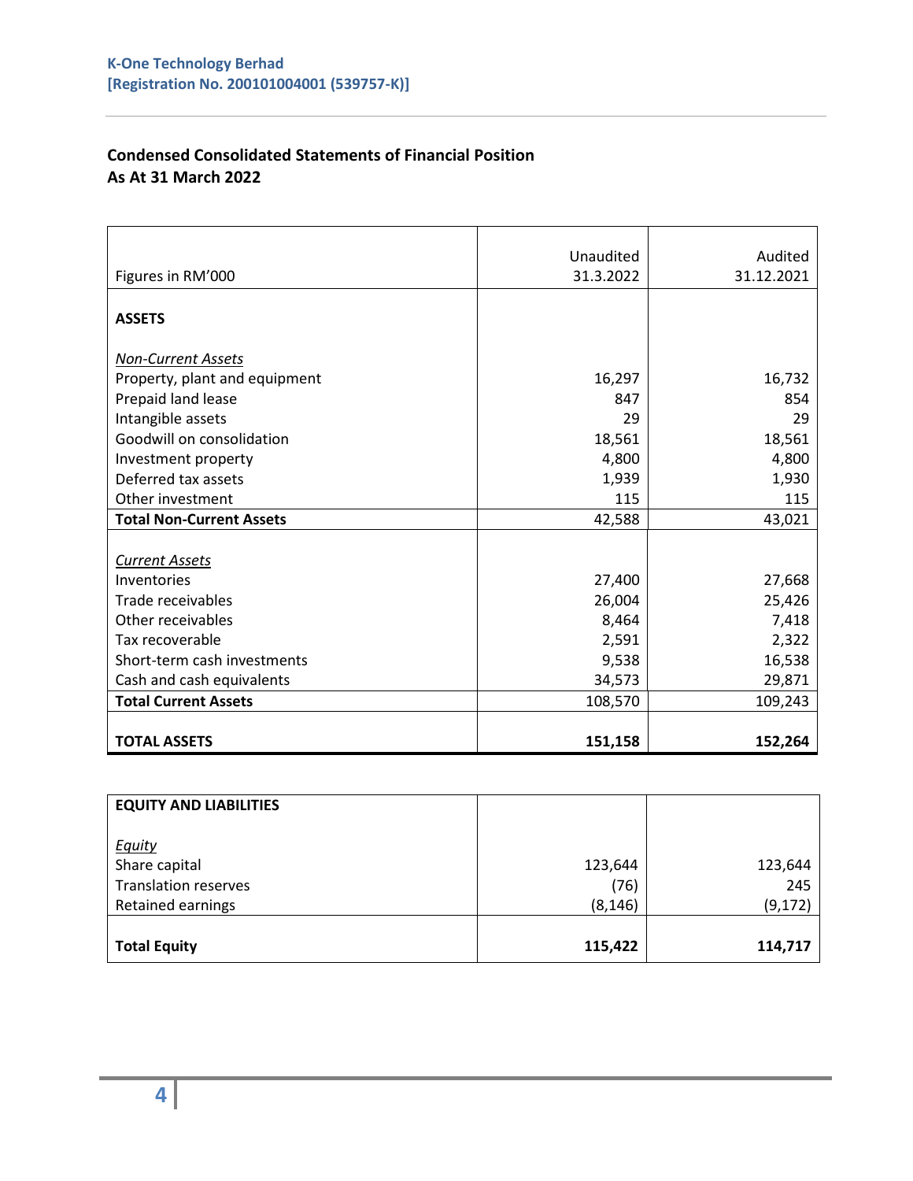K-One Technology Berhad
[Registration No. 200101004001 (539757-K)]

## Condensed Consolidated Statements of Financial Position
## As At 31 March 2022

| Figures in RM'000 | Unaudited 31.3.2022 | Audited 31.12.2021 |
|---|---|---|
| **ASSETS** | | |
| *Non-Current Assets* | | |
| Property, plant and equipment | 16,297 | 16,732 |
| Prepaid land lease | 847 | 854 |
| Intangible assets | 29 | 29 |
| Goodwill on consolidation | 18,561 | 18,561 |
| Investment property | 4,800 | 4,800 |
| Deferred tax assets | 1,939 | 1,930 |
| Other investment | 115 | 115 |
| **Total Non-Current Assets** | 42,588 | 43,021 |
| *Current Assets* | | |
| Inventories | 27,400 | 27,668 |
| Trade receivables | 26,004 | 25,426 |
| Other receivables | 8,464 | 7,418 |
| Tax recoverable | 2,591 | 2,322 |
| Short-term cash investments | 9,538 | 16,538 |
| Cash and cash equivalents | 34,573 | 29,871 |
| **Total Current Assets** | 108,570 | 109,243 |
| **TOTAL ASSETS** | **151,158** | **152,264** |

| EQUITY AND LIABILITIES | | |
|---|---|---|
| *Equity* | | |
| Share capital | 123,644 | 123,644 |
| Translation reserves | (76) | 245 |
| Retained earnings | (8,146) | (9,172) |
| **Total Equity** | **115,422** | **114,717** |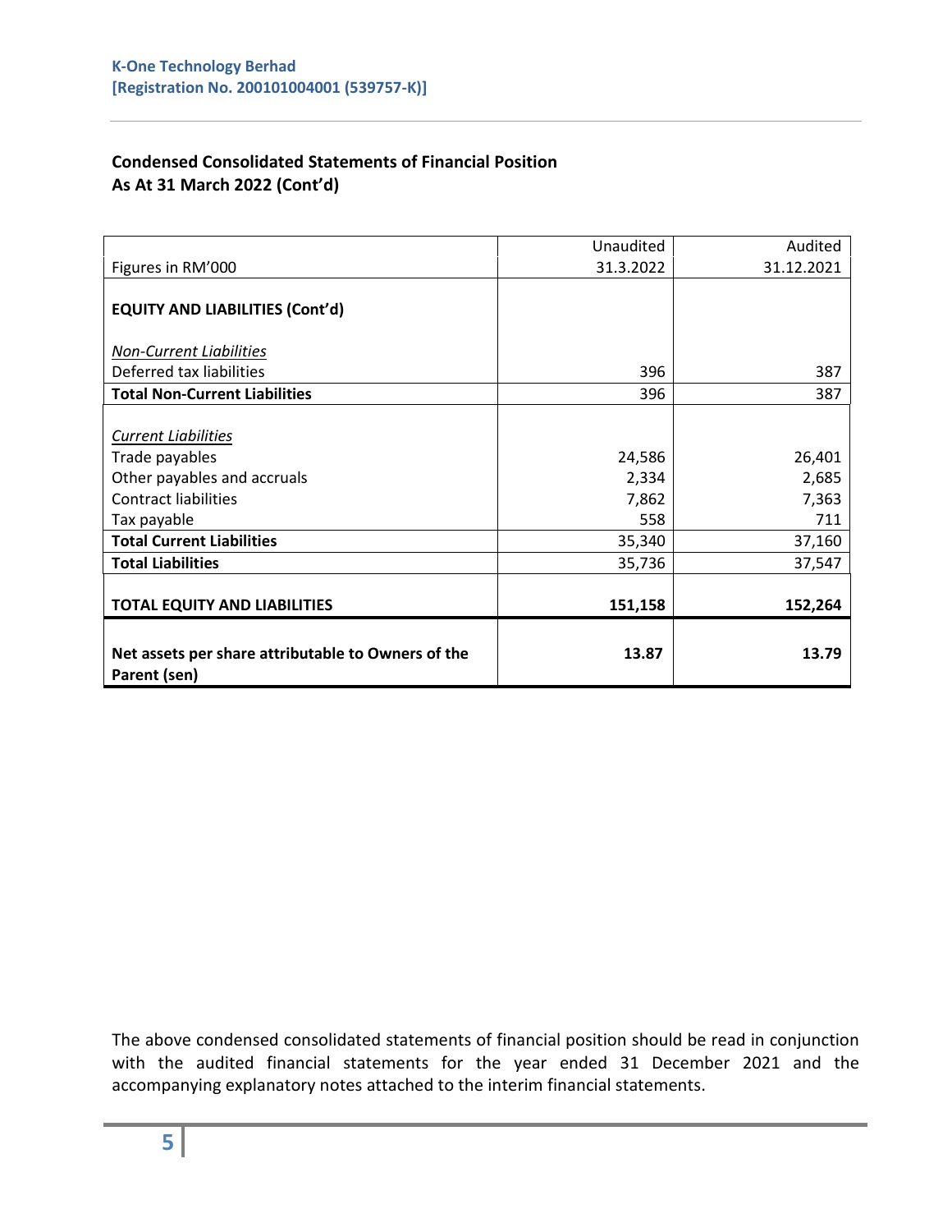**K-One Technology Berhad**
**[Registration No. 200101004001 (539757-K)]**

## Condensed Consolidated Statements of Financial Position
## As At 31 March 2022 (Cont'd)

| Figures in RM'000 | Unaudited 31.3.2022 | Audited 31.12.2021 |
|---|---|---|
| **EQUITY AND LIABILITIES (Cont'd)** | | |
| *Non-Current Liabilities* | | |
| Deferred tax liabilities | 396 | 387 |
| **Total Non-Current Liabilities** | 396 | 387 |
| *Current Liabilities* | | |
| Trade payables | 24,586 | 26,401 |
| Other payables and accruals | 2,334 | 2,685 |
| Contract liabilities | 7,862 | 7,363 |
| Tax payable | 558 | 711 |
| **Total Current Liabilities** | 35,340 | 37,160 |
| **Total Liabilities** | 35,736 | 37,547 |
| **TOTAL EQUITY AND LIABILITIES** | **151,158** | **152,264** |
| **Net assets per share attributable to Owners of the Parent (sen)** | **13.87** | **13.79** |

The above condensed consolidated statements of financial position should be read in conjunction with the audited financial statements for the year ended 31 December 2021 and the accompanying explanatory notes attached to the interim financial statements.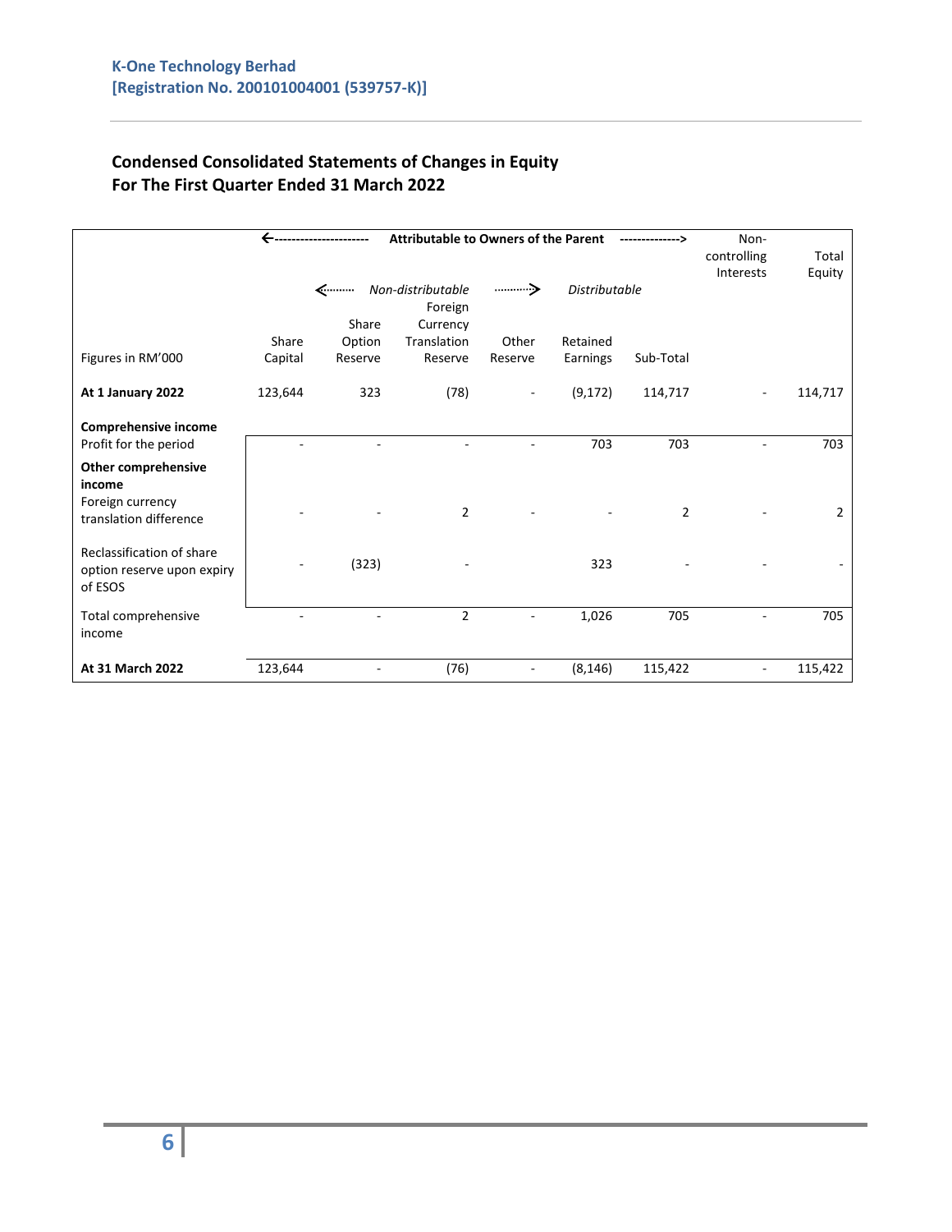## Condensed Consolidated Statements of Changes in Equity
## For The First Quarter Ended 31 March 2022

| | ←------ Attributable to Owners of the Parent | | | | | ------> | Non-controlling Interests | Total Equity |
|---|---|---|---|---|---|---|---|---|
| | | ←······ *Non-distributable* | | ······> | *Distributable* | | | |
| Figures in RM'000 | Share Capital | Share Option Reserve | Foreign Currency Translation Reserve | Other Reserve | Retained Earnings | Sub-Total | | |
| **At 1 January 2022** | 123,644 | 323 | (78) | - | (9,172) | 114,717 | - | 114,717 |
| **Comprehensive income** | | | | | | | | |
| Profit for the period | - | - | - | - | 703 | 703 | - | 703 |
| **Other comprehensive income** | | | | | | | | |
| Foreign currency translation difference | - | - | 2 | - | - | 2 | - | 2 |
| Reclassification of share option reserve upon expiry of ESOS | - | (323) | - | | 323 | - | - | - |
| Total comprehensive income | - | - | 2 | - | 1,026 | 705 | - | 705 |
| **At 31 March 2022** | 123,644 | - | (76) | - | (8,146) | 115,422 | - | 115,422 |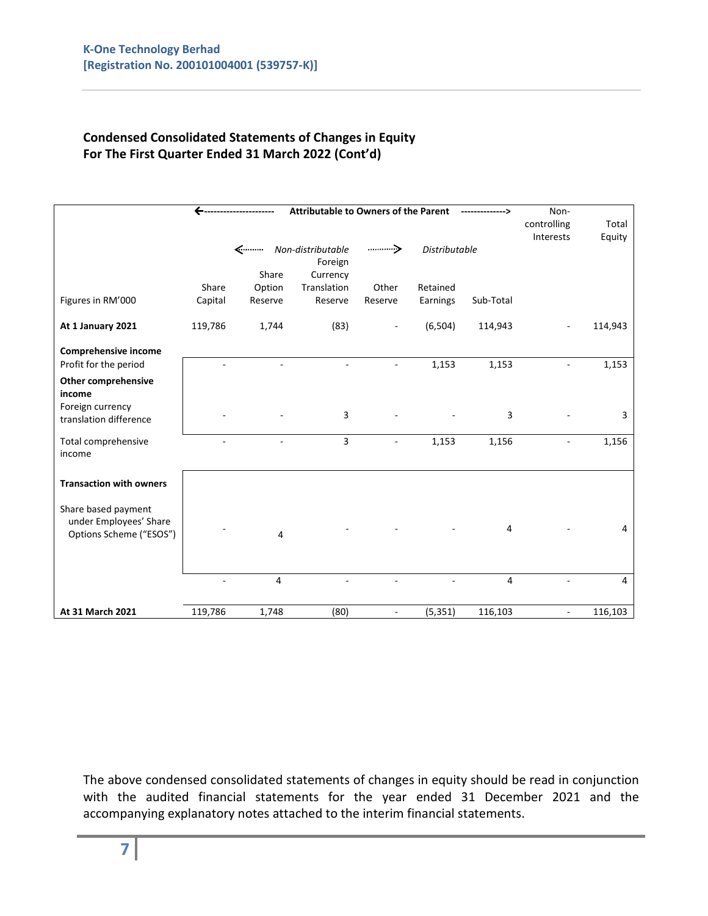K-One Technology Berhad
[Registration No. 200101004001 (539757-K)]

## Condensed Consolidated Statements of Changes in Equity
## For The First Quarter Ended 31 March 2022 (Cont'd)

| | Attributable to Owners of the Parent | | | | | | Non-controlling Interests | Total Equity |
|---|---|---|---|---|---|---|---|---|
| | | Non-distributable | | | Distributable | | | |
| Figures in RM'000 | Share Capital | Share Option Reserve | Foreign Currency Translation Reserve | Other Reserve | Retained Earnings | Sub-Total | | |
| **At 1 January 2021** | 119,786 | 1,744 | (83) | - | (6,504) | 114,943 | - | 114,943 |
| **Comprehensive income** | | | | | | | | |
| Profit for the period | - | - | - | - | 1,153 | 1,153 | - | 1,153 |
| **Other comprehensive income** | | | | | | | | |
| Foreign currency translation difference | - | - | 3 | - | - | 3 | - | 3 |
| Total comprehensive income | - | - | 3 | - | 1,153 | 1,156 | - | 1,156 |
| **Transaction with owners** | | | | | | | | |
| Share based payment under Employees' Share Options Scheme ("ESOS") | - | 4 | - | - | - | 4 | - | 4 |
| | - | 4 | - | - | - | 4 | - | 4 |
| **At 31 March 2021** | 119,786 | 1,748 | (80) | - | (5,351) | 116,103 | - | 116,103 |

The above condensed consolidated statements of changes in equity should be read in conjunction with the audited financial statements for the year ended 31 December 2021 and the accompanying explanatory notes attached to the interim financial statements.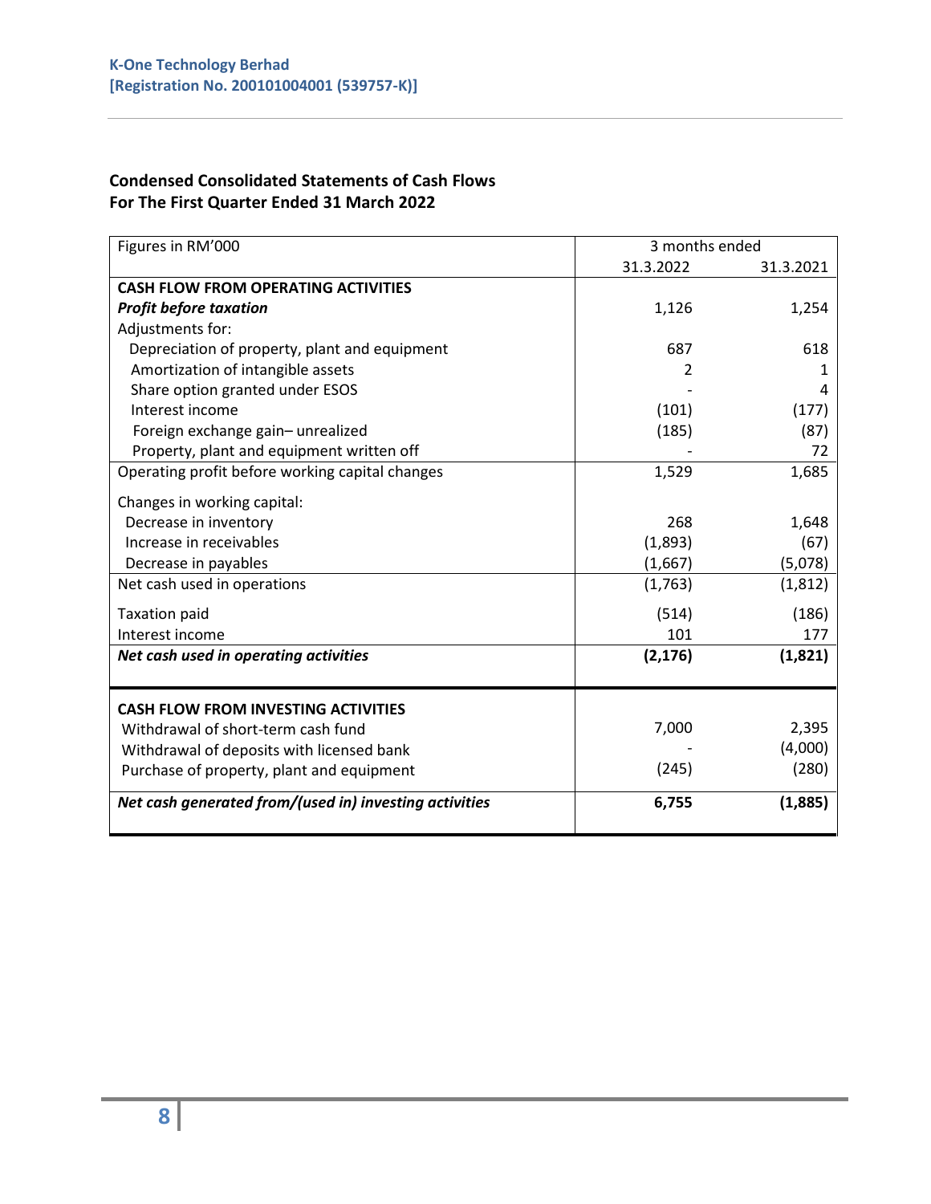**Condensed Consolidated Statements of Cash Flows**
**For The First Quarter Ended 31 March 2022**

| Figures in RM'000 | 3 months ended | |
|---|---|---|
| | 31.3.2022 | 31.3.2021 |
| **CASH FLOW FROM OPERATING ACTIVITIES** | | |
| ***Profit before taxation*** | 1,126 | 1,254 |
| Adjustments for: | | |
| Depreciation of property, plant and equipment | 687 | 618 |
| Amortization of intangible assets | 2 | 1 |
| Share option granted under ESOS | - | 4 |
| Interest income | (101) | (177) |
| Foreign exchange gain– unrealized | (185) | (87) |
| Property, plant and equipment written off | - | 72 |
| Operating profit before working capital changes | 1,529 | 1,685 |
| Changes in working capital: | | |
| Decrease in inventory | 268 | 1,648 |
| Increase in receivables | (1,893) | (67) |
| Decrease in payables | (1,667) | (5,078) |
| Net cash used in operations | (1,763) | (1,812) |
| Taxation paid | (514) | (186) |
| Interest income | 101 | 177 |
| ***Net cash used in operating activities*** | **(2,176)** | **(1,821)** |
| **CASH FLOW FROM INVESTING ACTIVITIES** | | |
| Withdrawal of short-term cash fund | 7,000 | 2,395 |
| Withdrawal of deposits with licensed bank | - | (4,000) |
| Purchase of property, plant and equipment | (245) | (280) |
| ***Net cash generated from/(used in) investing activities*** | **6,755** | **(1,885)** |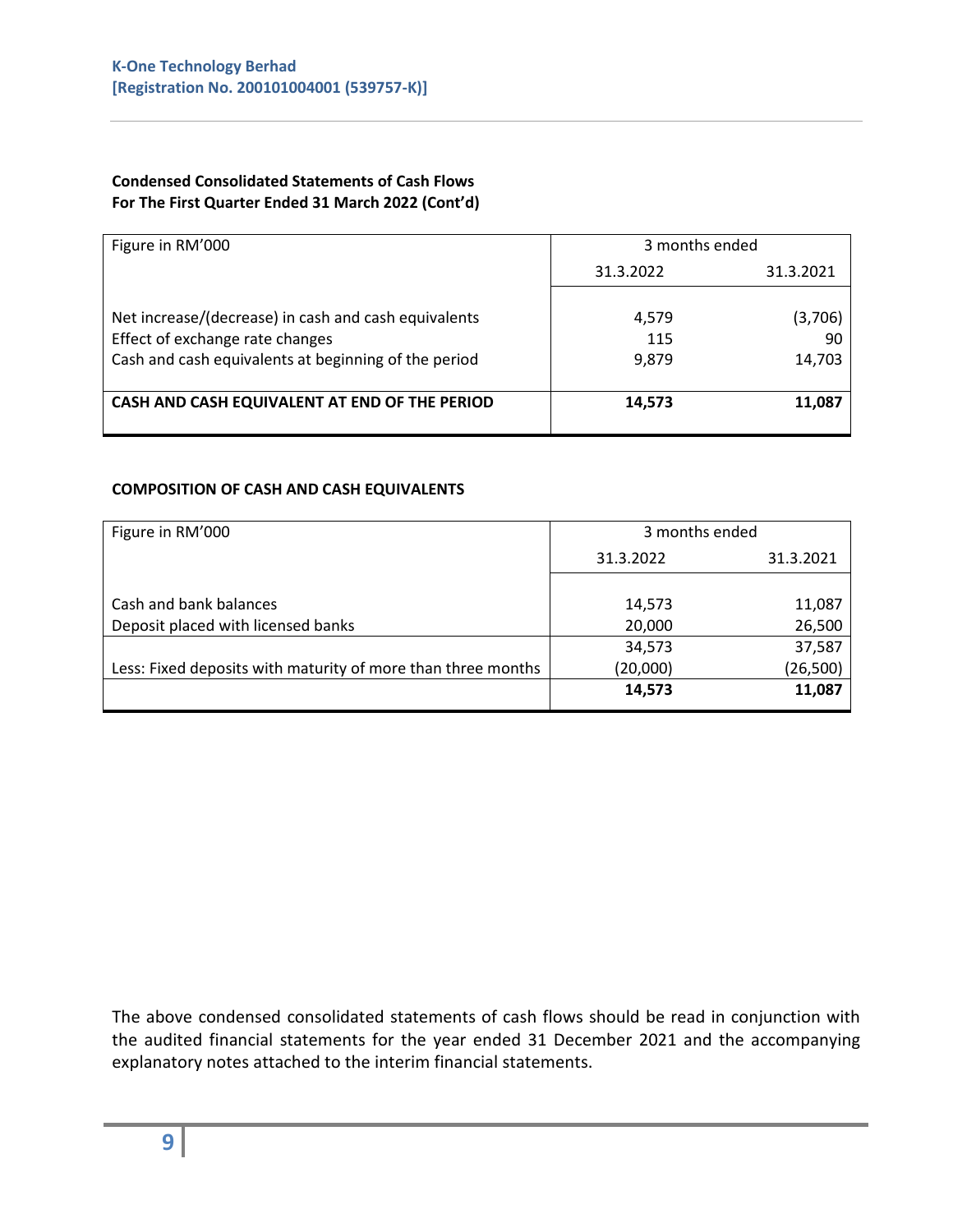**Condensed Consolidated Statements of Cash Flows**
**For The First Quarter Ended 31 March 2022 (Cont'd)**

| Figure in RM'000 | 3 months ended | |
|---|---|---|
| | 31.3.2022 | 31.3.2021 |
| Net increase/(decrease) in cash and cash equivalents | 4,579 | (3,706) |
| Effect of exchange rate changes | 115 | 90 |
| Cash and cash equivalents at beginning of the period | 9,879 | 14,703 |
| **CASH AND CASH EQUIVALENT AT END OF THE PERIOD** | **14,573** | **11,087** |

**COMPOSITION OF CASH AND CASH EQUIVALENTS**

| Figure in RM'000 | 3 months ended | |
|---|---|---|
| | 31.3.2022 | 31.3.2021 |
| Cash and bank balances | 14,573 | 11,087 |
| Deposit placed with licensed banks | 20,000 | 26,500 |
| | 34,573 | 37,587 |
| Less: Fixed deposits with maturity of more than three months | (20,000) | (26,500) |
| | **14,573** | **11,087** |

The above condensed consolidated statements of cash flows should be read in conjunction with the audited financial statements for the year ended 31 December 2021 and the accompanying explanatory notes attached to the interim financial statements.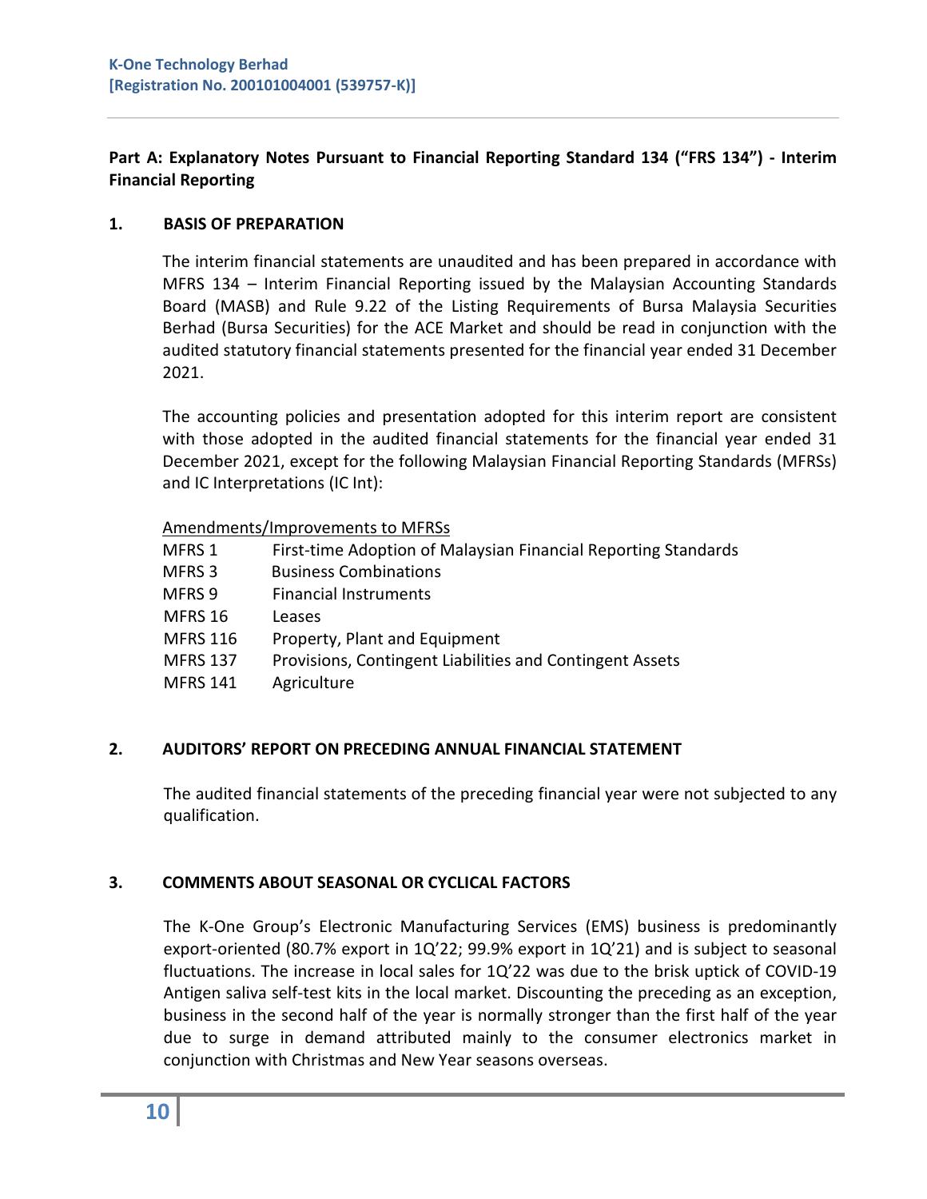**Part A: Explanatory Notes Pursuant to Financial Reporting Standard 134 ("FRS 134") - Interim Financial Reporting**

## 1. BASIS OF PREPARATION

The interim financial statements are unaudited and has been prepared in accordance with MFRS 134 – Interim Financial Reporting issued by the Malaysian Accounting Standards Board (MASB) and Rule 9.22 of the Listing Requirements of Bursa Malaysia Securities Berhad (Bursa Securities) for the ACE Market and should be read in conjunction with the audited statutory financial statements presented for the financial year ended 31 December 2021.

The accounting policies and presentation adopted for this interim report are consistent with those adopted in the audited financial statements for the financial year ended 31 December 2021, except for the following Malaysian Financial Reporting Standards (MFRSs) and IC Interpretations (IC Int):

Amendments/Improvements to MFRSs

| | |
|---|---|
| MFRS 1 | First-time Adoption of Malaysian Financial Reporting Standards |
| MFRS 3 | Business Combinations |
| MFRS 9 | Financial Instruments |
| MFRS 16 | Leases |
| MFRS 116 | Property, Plant and Equipment |
| MFRS 137 | Provisions, Contingent Liabilities and Contingent Assets |
| MFRS 141 | Agriculture |

## 2. AUDITORS' REPORT ON PRECEDING ANNUAL FINANCIAL STATEMENT

The audited financial statements of the preceding financial year were not subjected to any qualification.

## 3. COMMENTS ABOUT SEASONAL OR CYCLICAL FACTORS

The K-One Group's Electronic Manufacturing Services (EMS) business is predominantly export-oriented (80.7% export in 1Q'22; 99.9% export in 1Q'21) and is subject to seasonal fluctuations. The increase in local sales for 1Q'22 was due to the brisk uptick of COVID-19 Antigen saliva self-test kits in the local market. Discounting the preceding as an exception, business in the second half of the year is normally stronger than the first half of the year due to surge in demand attributed mainly to the consumer electronics market in conjunction with Christmas and New Year seasons overseas.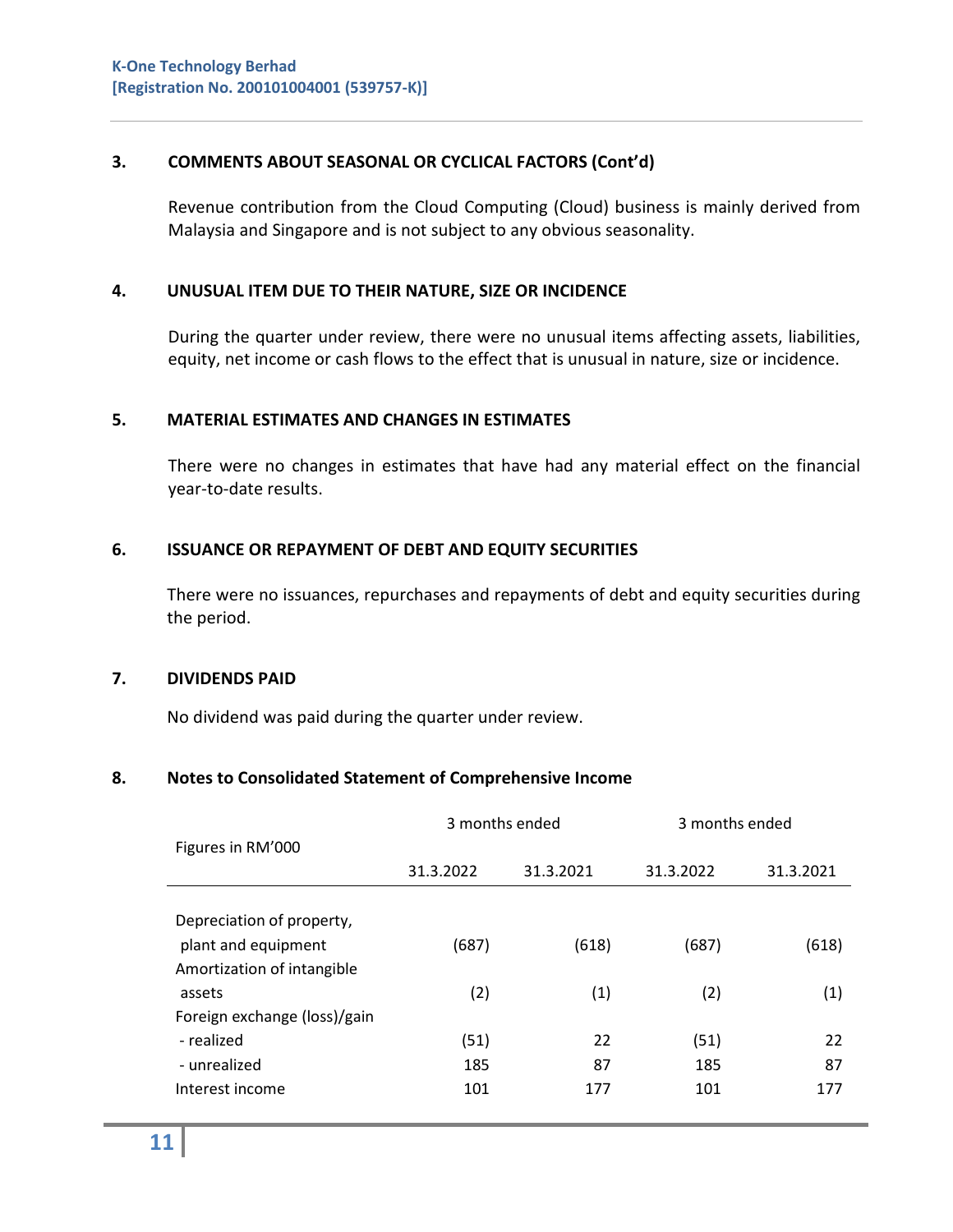## 3. COMMENTS ABOUT SEASONAL OR CYCLICAL FACTORS (Cont'd)

Revenue contribution from the Cloud Computing (Cloud) business is mainly derived from Malaysia and Singapore and is not subject to any obvious seasonality.

## 4. UNUSUAL ITEM DUE TO THEIR NATURE, SIZE OR INCIDENCE

During the quarter under review, there were no unusual items affecting assets, liabilities, equity, net income or cash flows to the effect that is unusual in nature, size or incidence.

## 5. MATERIAL ESTIMATES AND CHANGES IN ESTIMATES

There were no changes in estimates that have had any material effect on the financial year-to-date results.

## 6. ISSUANCE OR REPAYMENT OF DEBT AND EQUITY SECURITIES

There were no issuances, repurchases and repayments of debt and equity securities during the period.

## 7. DIVIDENDS PAID

No dividend was paid during the quarter under review.

## 8. Notes to Consolidated Statement of Comprehensive Income

| Figures in RM'000 | 3 months ended | | 3 months ended | |
|---|---|---|---|---|
| | 31.3.2022 | 31.3.2021 | 31.3.2022 | 31.3.2021 |
| Depreciation of property, plant and equipment | (687) | (618) | (687) | (618) |
| Amortization of intangible assets | (2) | (1) | (2) | (1) |
| Foreign exchange (loss)/gain | | | | |
| - realized | (51) | 22 | (51) | 22 |
| - unrealized | 185 | 87 | 185 | 87 |
| Interest income | 101 | 177 | 101 | 177 |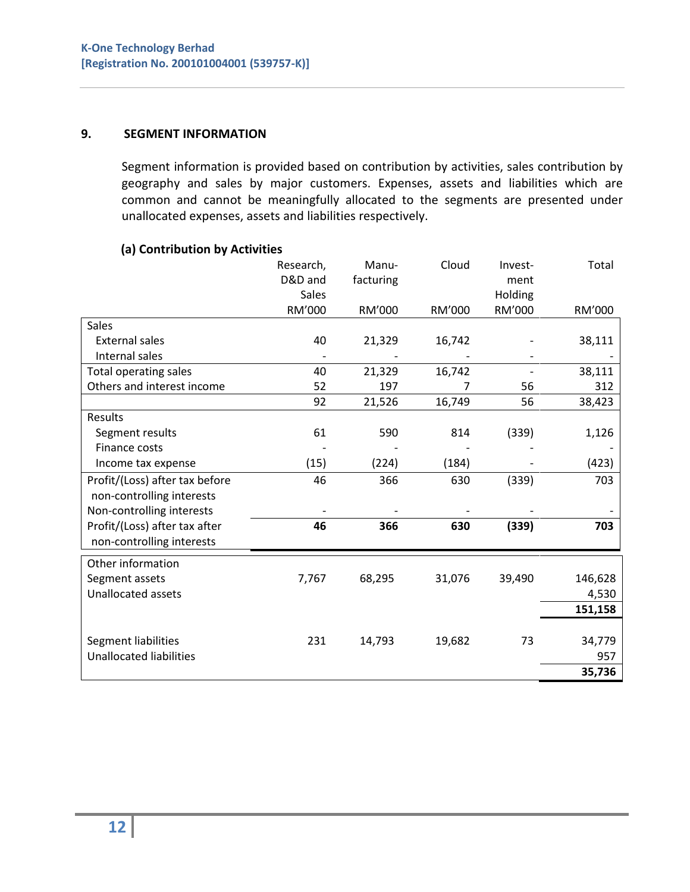## 9. SEGMENT INFORMATION

Segment information is provided based on contribution by activities, sales contribution by geography and sales by major customers. Expenses, assets and liabilities which are common and cannot be meaningfully allocated to the segments are presented under unallocated expenses, assets and liabilities respectively.

### (a) Contribution by Activities

| | Research, D&D and Sales | Manu-facturing | Cloud | Invest-ment Holding | Total |
|---|---|---|---|---|---|
| | RM'000 | RM'000 | RM'000 | RM'000 | RM'000 |
| Sales | | | | | |
| External sales | 40 | 21,329 | 16,742 | - | 38,111 |
| Internal sales | - | - | - | - | - |
| Total operating sales | 40 | 21,329 | 16,742 | - | 38,111 |
| Others and interest income | 52 | 197 | 7 | 56 | 312 |
| | 92 | 21,526 | 16,749 | 56 | 38,423 |
| Results | | | | | |
| Segment results | 61 | 590 | 814 | (339) | 1,126 |
| Finance costs | - | - | - | - | - |
| Income tax expense | (15) | (224) | (184) | - | (423) |
| Profit/(Loss) after tax before non-controlling interests | 46 | 366 | 630 | (339) | 703 |
| Non-controlling interests | - | - | - | - | - |
| Profit/(Loss) after tax after non-controlling interests | **46** | **366** | **630** | **(339)** | **703** |
| Other information | | | | | |
| Segment assets | 7,767 | 68,295 | 31,076 | 39,490 | 146,628 |
| Unallocated assets | | | | | 4,530 |
| | | | | | **151,158** |
| Segment liabilities | 231 | 14,793 | 19,682 | 73 | 34,779 |
| Unallocated liabilities | | | | | 957 |
| | | | | | **35,736** |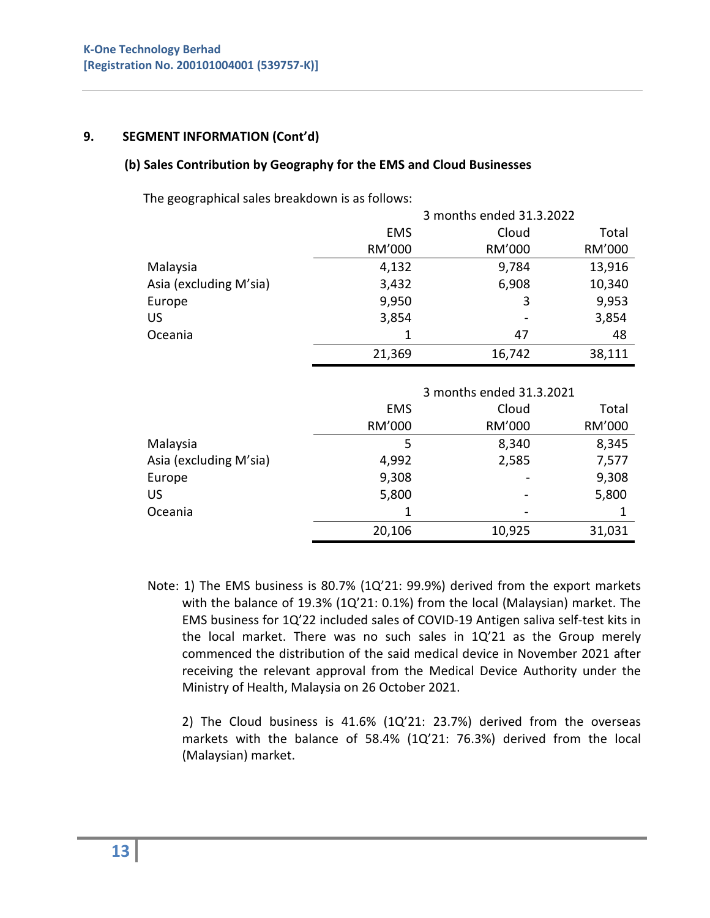## 9. SEGMENT INFORMATION (Cont'd)

### (b) Sales Contribution by Geography for the EMS and Cloud Businesses

The geographical sales breakdown is as follows:

| | 3 months ended 31.3.2022 | | |
|---|---|---|---|
| | EMS | Cloud | Total |
| | RM'000 | RM'000 | RM'000 |
| Malaysia | 4,132 | 9,784 | 13,916 |
| Asia (excluding M'sia) | 3,432 | 6,908 | 10,340 |
| Europe | 9,950 | 3 | 9,953 |
| US | 3,854 | - | 3,854 |
| Oceania | 1 | 47 | 48 |
| | 21,369 | 16,742 | 38,111 |

| | 3 months ended 31.3.2021 | | |
|---|---|---|---|
| | EMS | Cloud | Total |
| | RM'000 | RM'000 | RM'000 |
| Malaysia | 5 | 8,340 | 8,345 |
| Asia (excluding M'sia) | 4,992 | 2,585 | 7,577 |
| Europe | 9,308 | - | 9,308 |
| US | 5,800 | - | 5,800 |
| Oceania | 1 | - | 1 |
| | 20,106 | 10,925 | 31,031 |

Note: 1) The EMS business is 80.7% (1Q'21: 99.9%) derived from the export markets with the balance of 19.3% (1Q'21: 0.1%) from the local (Malaysian) market. The EMS business for 1Q'22 included sales of COVID-19 Antigen saliva self-test kits in the local market. There was no such sales in 1Q'21 as the Group merely commenced the distribution of the said medical device in November 2021 after receiving the relevant approval from the Medical Device Authority under the Ministry of Health, Malaysia on 26 October 2021.

2) The Cloud business is 41.6% (1Q'21: 23.7%) derived from the overseas markets with the balance of 58.4% (1Q'21: 76.3%) derived from the local (Malaysian) market.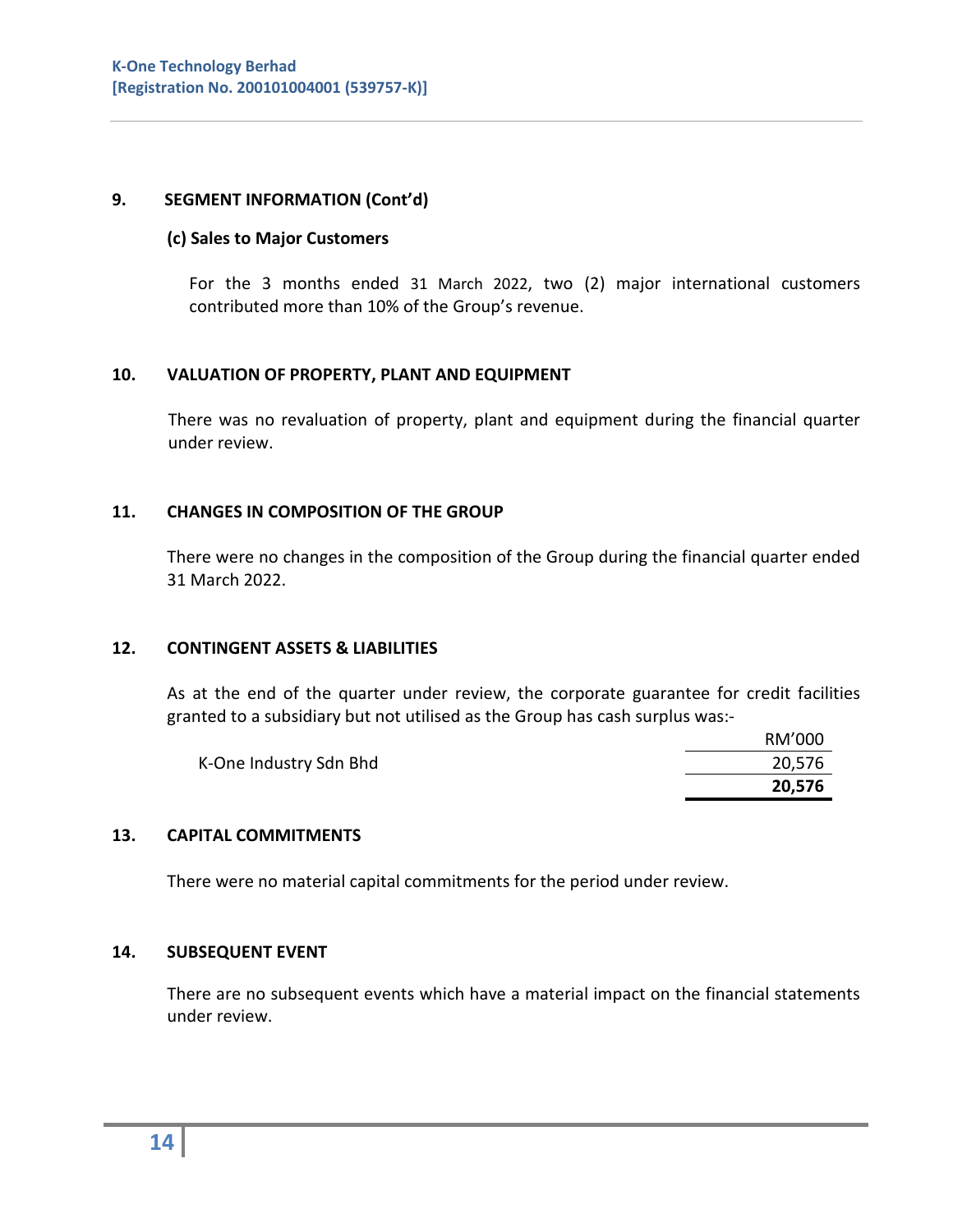## 9. SEGMENT INFORMATION (Cont'd)

### (c) Sales to Major Customers

For the 3 months ended 31 March 2022, two (2) major international customers contributed more than 10% of the Group's revenue.

## 10. VALUATION OF PROPERTY, PLANT AND EQUIPMENT

There was no revaluation of property, plant and equipment during the financial quarter under review.

## 11. CHANGES IN COMPOSITION OF THE GROUP

There were no changes in the composition of the Group during the financial quarter ended 31 March 2022.

## 12. CONTINGENT ASSETS & LIABILITIES

As at the end of the quarter under review, the corporate guarantee for credit facilities granted to a subsidiary but not utilised as the Group has cash surplus was:-

| | RM'000 |
|---|---|
| K-One Industry Sdn Bhd | 20,576 |
| | **20,576** |

## 13. CAPITAL COMMITMENTS

There were no material capital commitments for the period under review.

## 14. SUBSEQUENT EVENT

There are no subsequent events which have a material impact on the financial statements under review.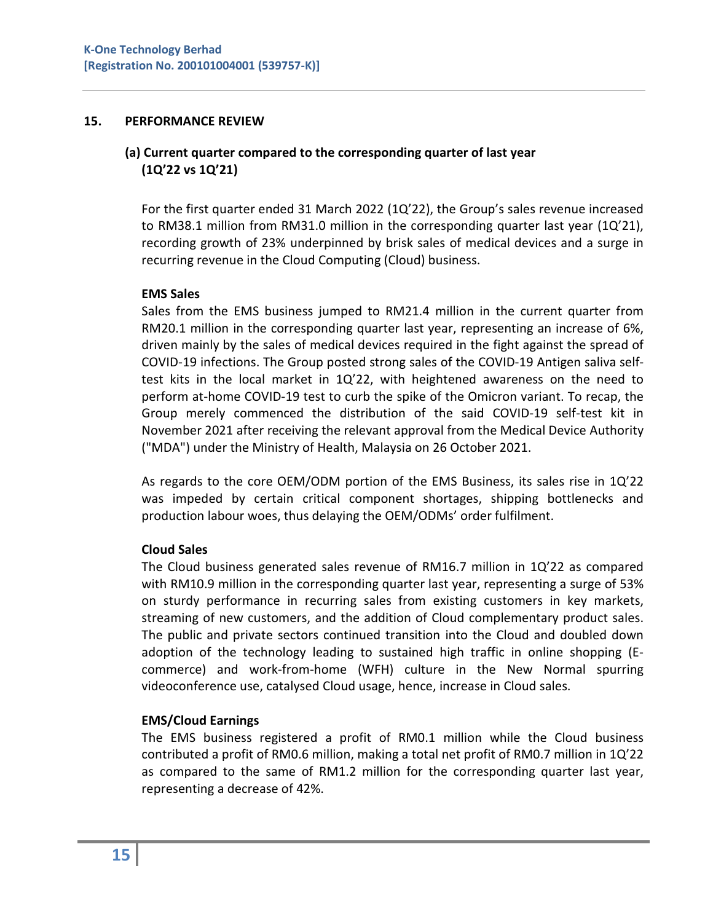## 15. PERFORMANCE REVIEW

### (a) Current quarter compared to the corresponding quarter of last year (1Q'22 vs 1Q'21)

For the first quarter ended 31 March 2022 (1Q'22), the Group's sales revenue increased to RM38.1 million from RM31.0 million in the corresponding quarter last year (1Q'21), recording growth of 23% underpinned by brisk sales of medical devices and a surge in recurring revenue in the Cloud Computing (Cloud) business.

**EMS Sales**

Sales from the EMS business jumped to RM21.4 million in the current quarter from RM20.1 million in the corresponding quarter last year, representing an increase of 6%, driven mainly by the sales of medical devices required in the fight against the spread of COVID-19 infections. The Group posted strong sales of the COVID-19 Antigen saliva self-test kits in the local market in 1Q'22, with heightened awareness on the need to perform at-home COVID-19 test to curb the spike of the Omicron variant. To recap, the Group merely commenced the distribution of the said COVID-19 self-test kit in November 2021 after receiving the relevant approval from the Medical Device Authority ("MDA") under the Ministry of Health, Malaysia on 26 October 2021.

As regards to the core OEM/ODM portion of the EMS Business, its sales rise in 1Q'22 was impeded by certain critical component shortages, shipping bottlenecks and production labour woes, thus delaying the OEM/ODMs' order fulfilment.

**Cloud Sales**

The Cloud business generated sales revenue of RM16.7 million in 1Q'22 as compared with RM10.9 million in the corresponding quarter last year, representing a surge of 53% on sturdy performance in recurring sales from existing customers in key markets, streaming of new customers, and the addition of Cloud complementary product sales. The public and private sectors continued transition into the Cloud and doubled down adoption of the technology leading to sustained high traffic in online shopping (E-commerce) and work-from-home (WFH) culture in the New Normal spurring videoconference use, catalysed Cloud usage, hence, increase in Cloud sales.

**EMS/Cloud Earnings**

The EMS business registered a profit of RM0.1 million while the Cloud business contributed a profit of RM0.6 million, making a total net profit of RM0.7 million in 1Q'22 as compared to the same of RM1.2 million for the corresponding quarter last year, representing a decrease of 42%.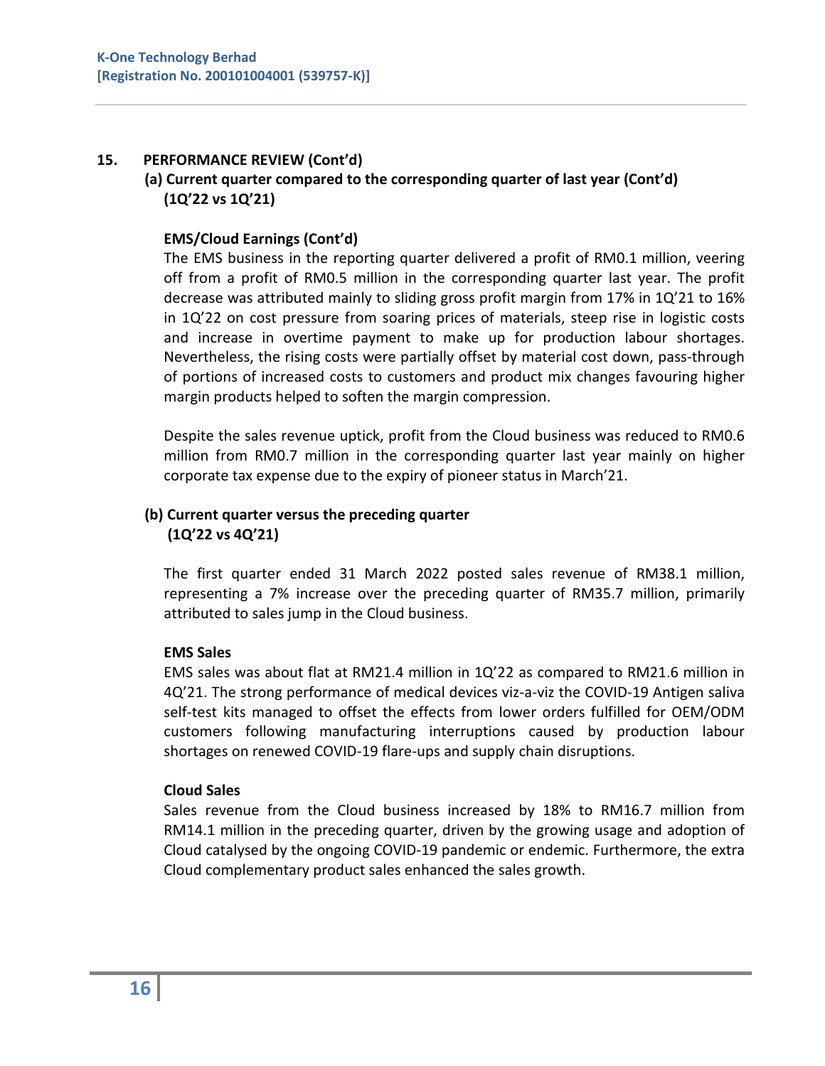## 15. PERFORMANCE REVIEW (Cont'd)

### (a) Current quarter compared to the corresponding quarter of last year (Cont'd) (1Q'22 vs 1Q'21)

**EMS/Cloud Earnings (Cont'd)**

The EMS business in the reporting quarter delivered a profit of RM0.1 million, veering off from a profit of RM0.5 million in the corresponding quarter last year. The profit decrease was attributed mainly to sliding gross profit margin from 17% in 1Q'21 to 16% in 1Q'22 on cost pressure from soaring prices of materials, steep rise in logistic costs and increase in overtime payment to make up for production labour shortages. Nevertheless, the rising costs were partially offset by material cost down, pass-through of portions of increased costs to customers and product mix changes favouring higher margin products helped to soften the margin compression.

Despite the sales revenue uptick, profit from the Cloud business was reduced to RM0.6 million from RM0.7 million in the corresponding quarter last year mainly on higher corporate tax expense due to the expiry of pioneer status in March'21.

### (b) Current quarter versus the preceding quarter (1Q'22 vs 4Q'21)

The first quarter ended 31 March 2022 posted sales revenue of RM38.1 million, representing a 7% increase over the preceding quarter of RM35.7 million, primarily attributed to sales jump in the Cloud business.

**EMS Sales**

EMS sales was about flat at RM21.4 million in 1Q'22 as compared to RM21.6 million in 4Q'21. The strong performance of medical devices viz-a-viz the COVID-19 Antigen saliva self-test kits managed to offset the effects from lower orders fulfilled for OEM/ODM customers following manufacturing interruptions caused by production labour shortages on renewed COVID-19 flare-ups and supply chain disruptions.

**Cloud Sales**

Sales revenue from the Cloud business increased by 18% to RM16.7 million from RM14.1 million in the preceding quarter, driven by the growing usage and adoption of Cloud catalysed by the ongoing COVID-19 pandemic or endemic. Furthermore, the extra Cloud complementary product sales enhanced the sales growth.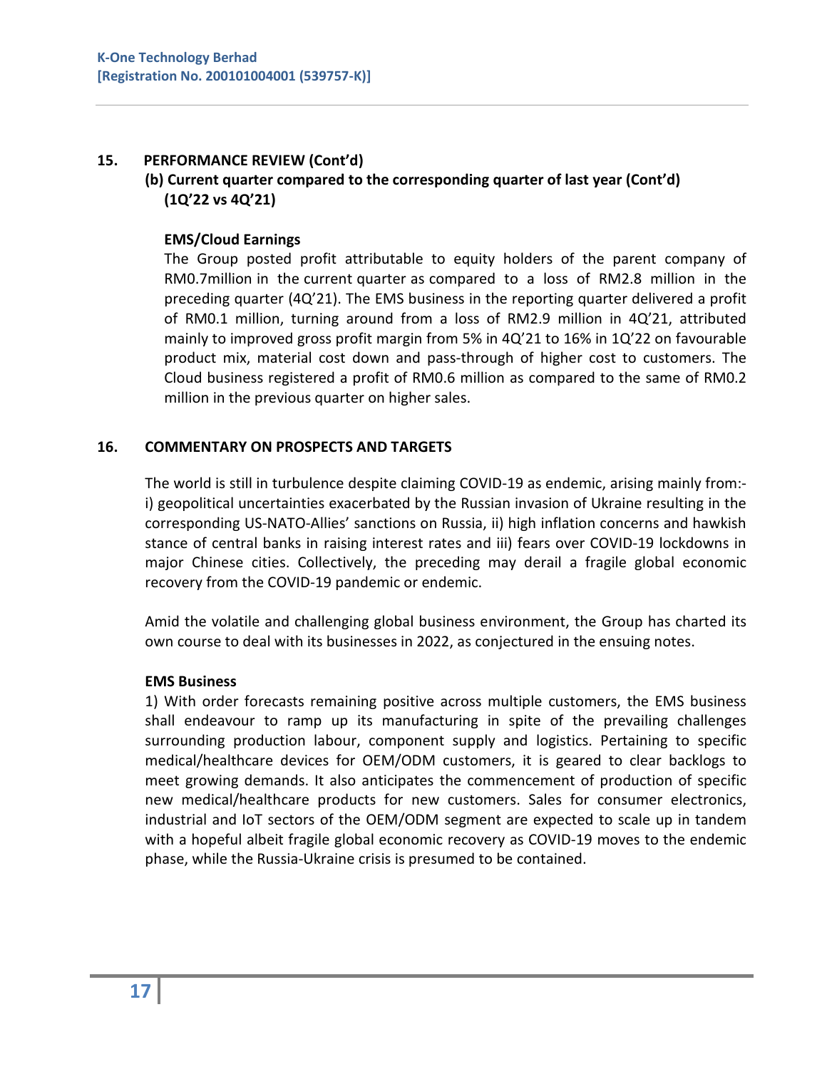## 15. PERFORMANCE REVIEW (Cont'd)

### (b) Current quarter compared to the corresponding quarter of last year (Cont'd) (1Q'22 vs 4Q'21)

**EMS/Cloud Earnings**

The Group posted profit attributable to equity holders of the parent company of RM0.7million in the current quarter as compared to a loss of RM2.8 million in the preceding quarter (4Q'21). The EMS business in the reporting quarter delivered a profit of RM0.1 million, turning around from a loss of RM2.9 million in 4Q'21, attributed mainly to improved gross profit margin from 5% in 4Q'21 to 16% in 1Q'22 on favourable product mix, material cost down and pass-through of higher cost to customers. The Cloud business registered a profit of RM0.6 million as compared to the same of RM0.2 million in the previous quarter on higher sales.

## 16. COMMENTARY ON PROSPECTS AND TARGETS

The world is still in turbulence despite claiming COVID-19 as endemic, arising mainly from:- i) geopolitical uncertainties exacerbated by the Russian invasion of Ukraine resulting in the corresponding US-NATO-Allies' sanctions on Russia, ii) high inflation concerns and hawkish stance of central banks in raising interest rates and iii) fears over COVID-19 lockdowns in major Chinese cities. Collectively, the preceding may derail a fragile global economic recovery from the COVID-19 pandemic or endemic.

Amid the volatile and challenging global business environment, the Group has charted its own course to deal with its businesses in 2022, as conjectured in the ensuing notes.

**EMS Business**

1) With order forecasts remaining positive across multiple customers, the EMS business shall endeavour to ramp up its manufacturing in spite of the prevailing challenges surrounding production labour, component supply and logistics. Pertaining to specific medical/healthcare devices for OEM/ODM customers, it is geared to clear backlogs to meet growing demands. It also anticipates the commencement of production of specific new medical/healthcare products for new customers. Sales for consumer electronics, industrial and IoT sectors of the OEM/ODM segment are expected to scale up in tandem with a hopeful albeit fragile global economic recovery as COVID-19 moves to the endemic phase, while the Russia-Ukraine crisis is presumed to be contained.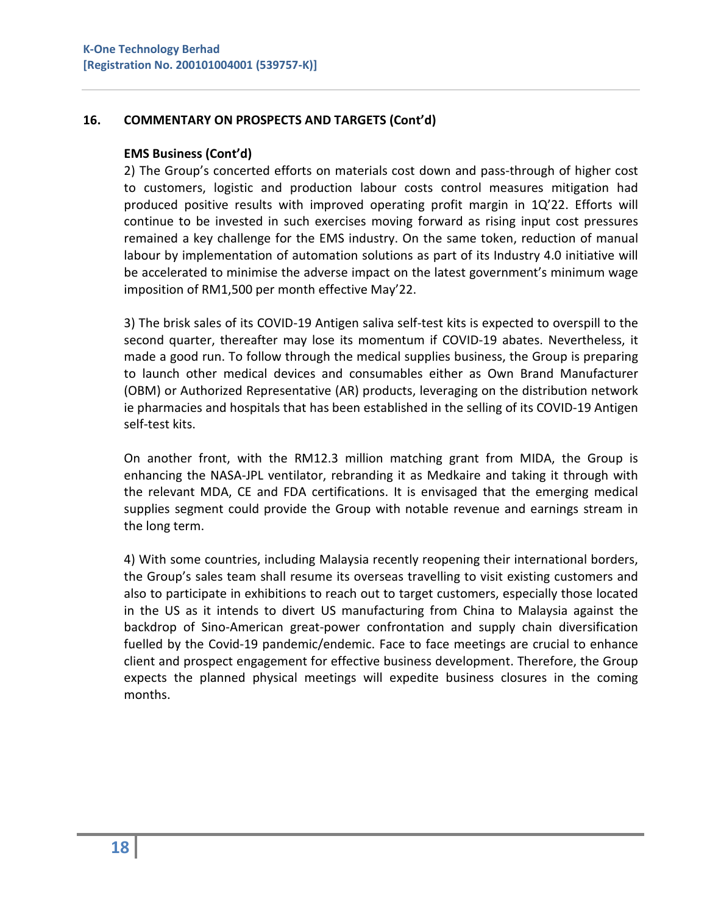## 16. COMMENTARY ON PROSPECTS AND TARGETS (Cont'd)

**EMS Business (Cont'd)**

2) The Group's concerted efforts on materials cost down and pass-through of higher cost to customers, logistic and production labour costs control measures mitigation had produced positive results with improved operating profit margin in 1Q'22. Efforts will continue to be invested in such exercises moving forward as rising input cost pressures remained a key challenge for the EMS industry. On the same token, reduction of manual labour by implementation of automation solutions as part of its Industry 4.0 initiative will be accelerated to minimise the adverse impact on the latest government's minimum wage imposition of RM1,500 per month effective May'22.

3) The brisk sales of its COVID-19 Antigen saliva self-test kits is expected to overspill to the second quarter, thereafter may lose its momentum if COVID-19 abates. Nevertheless, it made a good run. To follow through the medical supplies business, the Group is preparing to launch other medical devices and consumables either as Own Brand Manufacturer (OBM) or Authorized Representative (AR) products, leveraging on the distribution network ie pharmacies and hospitals that has been established in the selling of its COVID-19 Antigen self-test kits.

On another front, with the RM12.3 million matching grant from MIDA, the Group is enhancing the NASA-JPL ventilator, rebranding it as Medkaire and taking it through with the relevant MDA, CE and FDA certifications. It is envisaged that the emerging medical supplies segment could provide the Group with notable revenue and earnings stream in the long term.

4) With some countries, including Malaysia recently reopening their international borders, the Group's sales team shall resume its overseas travelling to visit existing customers and also to participate in exhibitions to reach out to target customers, especially those located in the US as it intends to divert US manufacturing from China to Malaysia against the backdrop of Sino-American great-power confrontation and supply chain diversification fuelled by the Covid-19 pandemic/endemic. Face to face meetings are crucial to enhance client and prospect engagement for effective business development. Therefore, the Group expects the planned physical meetings will expedite business closures in the coming months.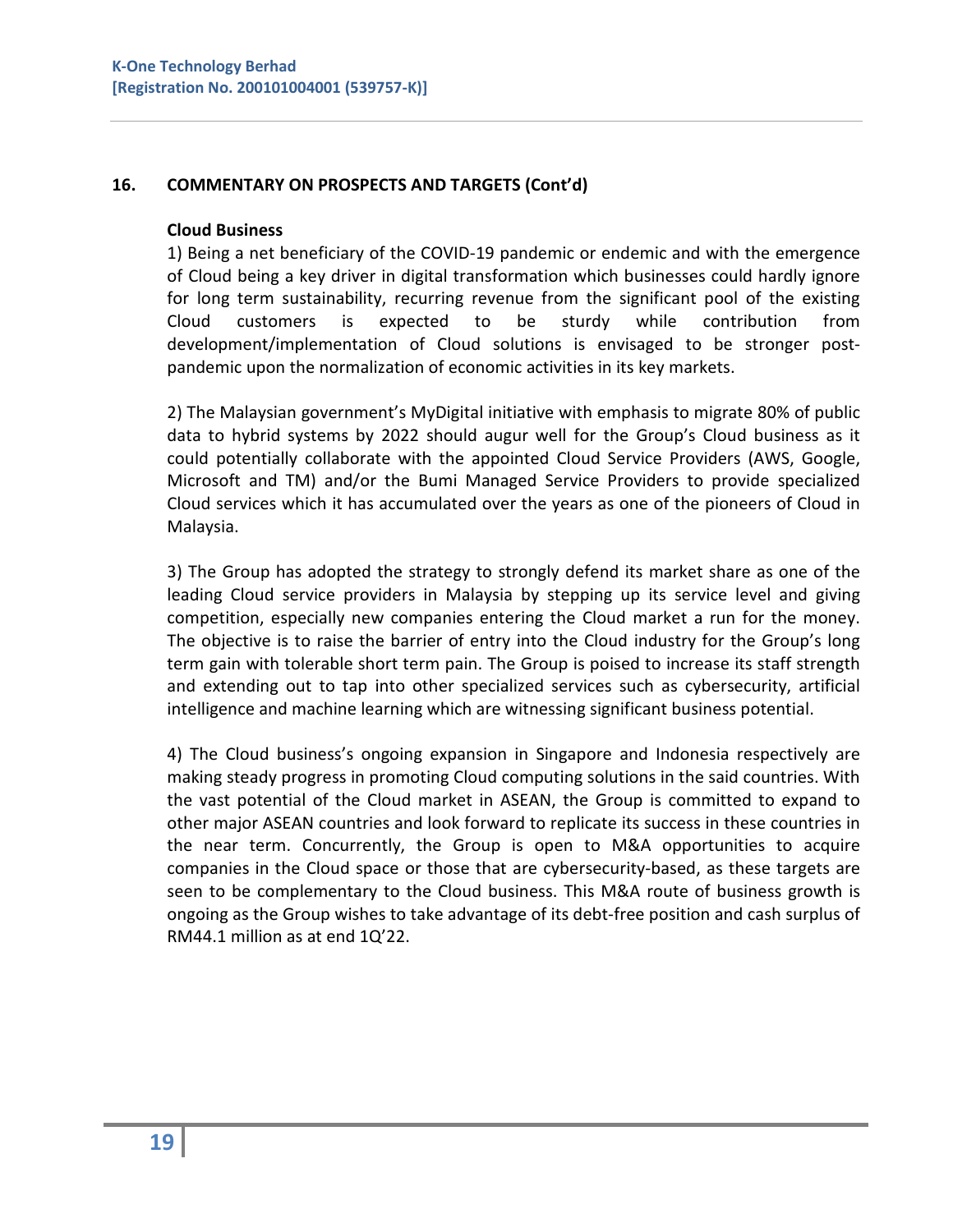## 16. COMMENTARY ON PROSPECTS AND TARGETS (Cont'd)

**Cloud Business**

1) Being a net beneficiary of the COVID-19 pandemic or endemic and with the emergence of Cloud being a key driver in digital transformation which businesses could hardly ignore for long term sustainability, recurring revenue from the significant pool of the existing Cloud customers is expected to be sturdy while contribution from development/implementation of Cloud solutions is envisaged to be stronger post-pandemic upon the normalization of economic activities in its key markets.

2) The Malaysian government's MyDigital initiative with emphasis to migrate 80% of public data to hybrid systems by 2022 should augur well for the Group's Cloud business as it could potentially collaborate with the appointed Cloud Service Providers (AWS, Google, Microsoft and TM) and/or the Bumi Managed Service Providers to provide specialized Cloud services which it has accumulated over the years as one of the pioneers of Cloud in Malaysia.

3) The Group has adopted the strategy to strongly defend its market share as one of the leading Cloud service providers in Malaysia by stepping up its service level and giving competition, especially new companies entering the Cloud market a run for the money. The objective is to raise the barrier of entry into the Cloud industry for the Group's long term gain with tolerable short term pain. The Group is poised to increase its staff strength and extending out to tap into other specialized services such as cybersecurity, artificial intelligence and machine learning which are witnessing significant business potential.

4) The Cloud business's ongoing expansion in Singapore and Indonesia respectively are making steady progress in promoting Cloud computing solutions in the said countries. With the vast potential of the Cloud market in ASEAN, the Group is committed to expand to other major ASEAN countries and look forward to replicate its success in these countries in the near term. Concurrently, the Group is open to M&A opportunities to acquire companies in the Cloud space or those that are cybersecurity-based, as these targets are seen to be complementary to the Cloud business. This M&A route of business growth is ongoing as the Group wishes to take advantage of its debt-free position and cash surplus of RM44.1 million as at end 1Q'22.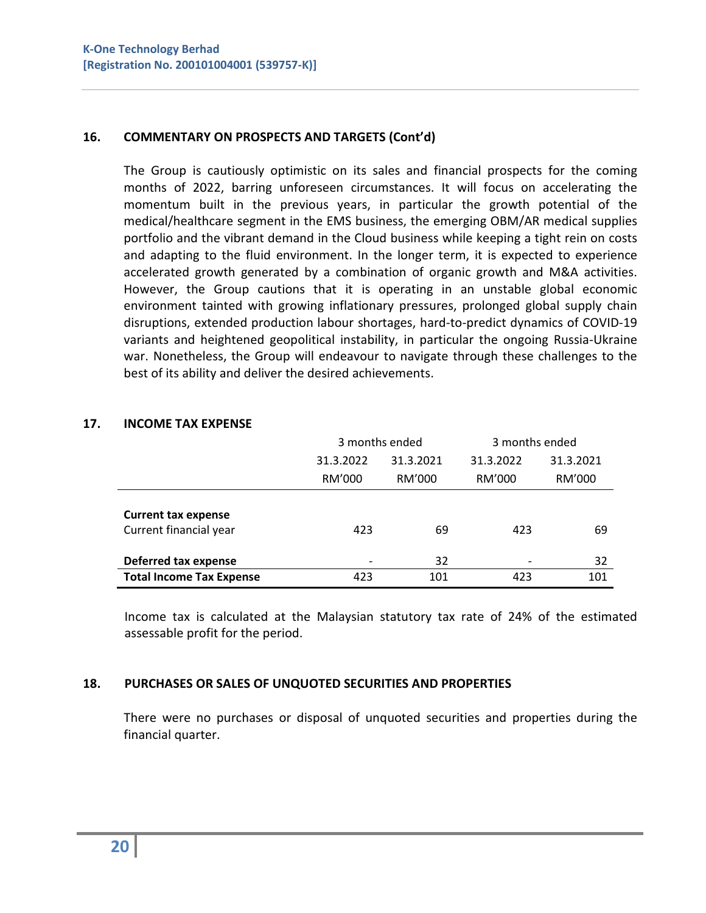## 16. COMMENTARY ON PROSPECTS AND TARGETS (Cont'd)

The Group is cautiously optimistic on its sales and financial prospects for the coming months of 2022, barring unforeseen circumstances. It will focus on accelerating the momentum built in the previous years, in particular the growth potential of the medical/healthcare segment in the EMS business, the emerging OBM/AR medical supplies portfolio and the vibrant demand in the Cloud business while keeping a tight rein on costs and adapting to the fluid environment. In the longer term, it is expected to experience accelerated growth generated by a combination of organic growth and M&A activities. However, the Group cautions that it is operating in an unstable global economic environment tainted with growing inflationary pressures, prolonged global supply chain disruptions, extended production labour shortages, hard-to-predict dynamics of COVID-19 variants and heightened geopolitical instability, in particular the ongoing Russia-Ukraine war. Nonetheless, the Group will endeavour to navigate through these challenges to the best of its ability and deliver the desired achievements.

## 17. INCOME TAX EXPENSE

| | 3 months ended | | 3 months ended | |
|---|---|---|---|---|
| | 31.3.2022 | 31.3.2021 | 31.3.2022 | 31.3.2021 |
| | RM'000 | RM'000 | RM'000 | RM'000 |
| **Current tax expense** | | | | |
| Current financial year | 423 | 69 | 423 | 69 |
| **Deferred tax expense** | - | 32 | - | 32 |
| **Total Income Tax Expense** | 423 | 101 | 423 | 101 |

Income tax is calculated at the Malaysian statutory tax rate of 24% of the estimated assessable profit for the period.

## 18. PURCHASES OR SALES OF UNQUOTED SECURITIES AND PROPERTIES

There were no purchases or disposal of unquoted securities and properties during the financial quarter.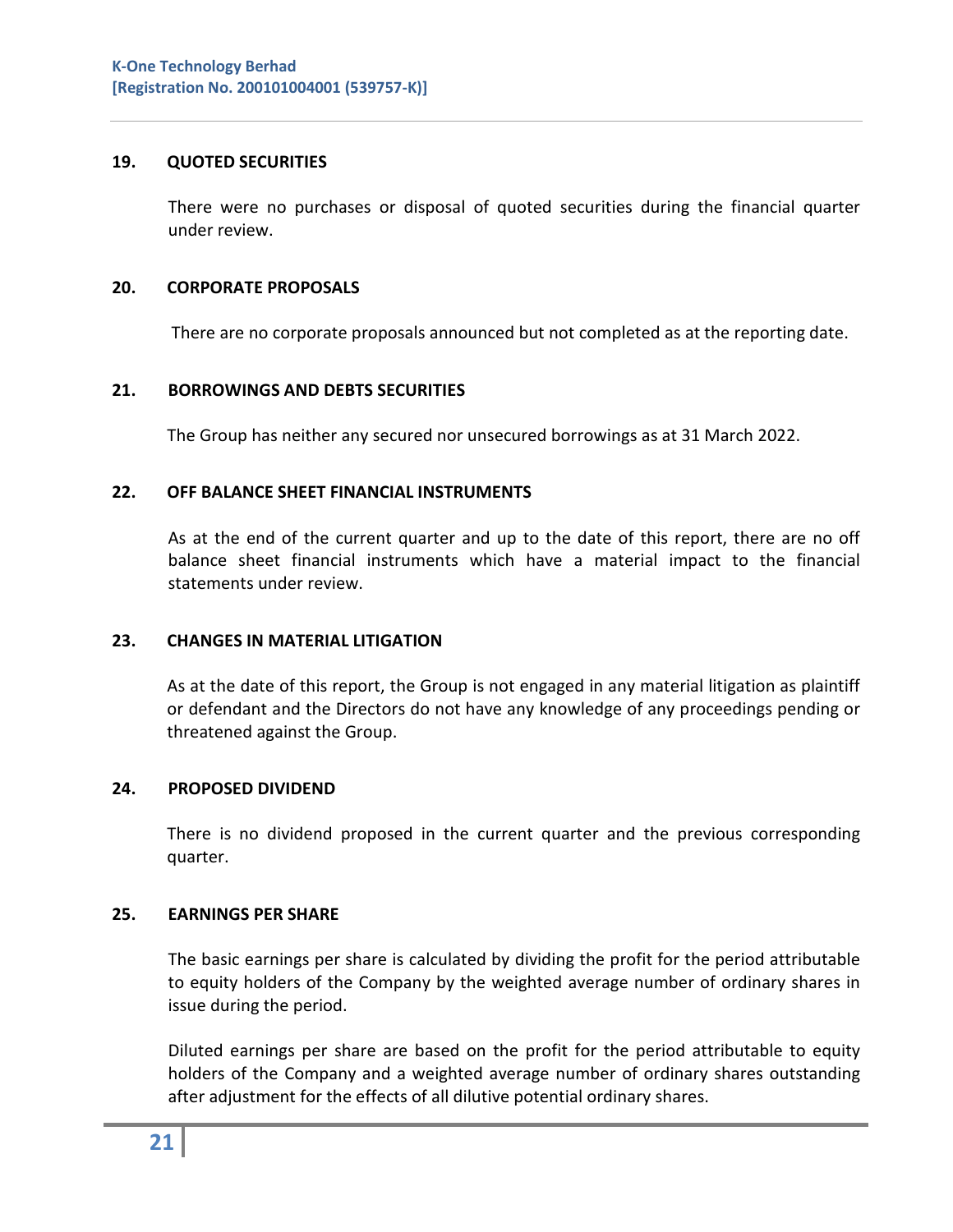## 19. QUOTED SECURITIES

There were no purchases or disposal of quoted securities during the financial quarter under review.

## 20. CORPORATE PROPOSALS

There are no corporate proposals announced but not completed as at the reporting date.

## 21. BORROWINGS AND DEBTS SECURITIES

The Group has neither any secured nor unsecured borrowings as at 31 March 2022.

## 22. OFF BALANCE SHEET FINANCIAL INSTRUMENTS

As at the end of the current quarter and up to the date of this report, there are no off balance sheet financial instruments which have a material impact to the financial statements under review.

## 23. CHANGES IN MATERIAL LITIGATION

As at the date of this report, the Group is not engaged in any material litigation as plaintiff or defendant and the Directors do not have any knowledge of any proceedings pending or threatened against the Group.

## 24. PROPOSED DIVIDEND

There is no dividend proposed in the current quarter and the previous corresponding quarter.

## 25. EARNINGS PER SHARE

The basic earnings per share is calculated by dividing the profit for the period attributable to equity holders of the Company by the weighted average number of ordinary shares in issue during the period.

Diluted earnings per share are based on the profit for the period attributable to equity holders of the Company and a weighted average number of ordinary shares outstanding after adjustment for the effects of all dilutive potential ordinary shares.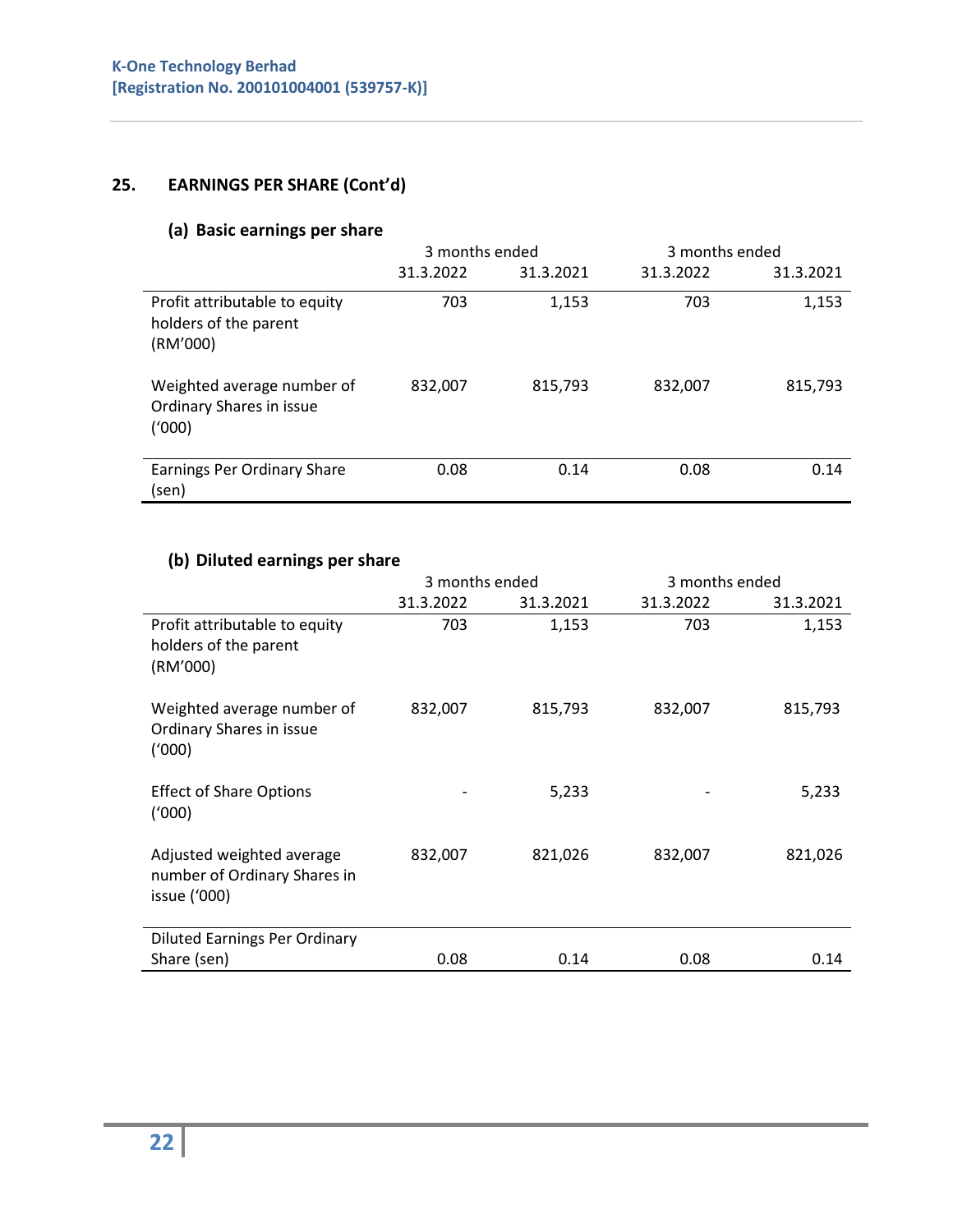## 25. EARNINGS PER SHARE (Cont'd)

### (a) Basic earnings per share

| | 3 months ended | | 3 months ended | |
|---|---|---|---|---|
| | 31.3.2022 | 31.3.2021 | 31.3.2022 | 31.3.2021 |
| Profit attributable to equity holders of the parent (RM'000) | 703 | 1,153 | 703 | 1,153 |
| Weighted average number of Ordinary Shares in issue ('000) | 832,007 | 815,793 | 832,007 | 815,793 |
| Earnings Per Ordinary Share (sen) | 0.08 | 0.14 | 0.08 | 0.14 |

### (b) Diluted earnings per share

| | 3 months ended | | 3 months ended | |
|---|---|---|---|---|
| | 31.3.2022 | 31.3.2021 | 31.3.2022 | 31.3.2021 |
| Profit attributable to equity holders of the parent (RM'000) | 703 | 1,153 | 703 | 1,153 |
| Weighted average number of Ordinary Shares in issue ('000) | 832,007 | 815,793 | 832,007 | 815,793 |
| Effect of Share Options ('000) | - | 5,233 | - | 5,233 |
| Adjusted weighted average number of Ordinary Shares in issue ('000) | 832,007 | 821,026 | 832,007 | 821,026 |
| Diluted Earnings Per Ordinary Share (sen) | 0.08 | 0.14 | 0.08 | 0.14 |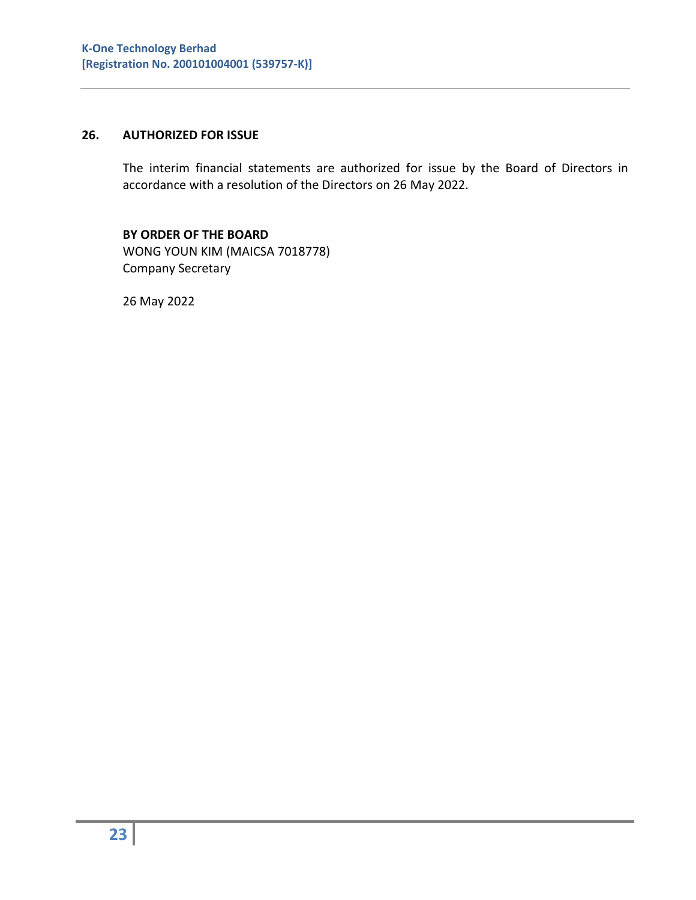## 26. AUTHORIZED FOR ISSUE

The interim financial statements are authorized for issue by the Board of Directors in accordance with a resolution of the Directors on 26 May 2022.

**BY ORDER OF THE BOARD**
WONG YOUN KIM (MAICSA 7018778)
Company Secretary

26 May 2022